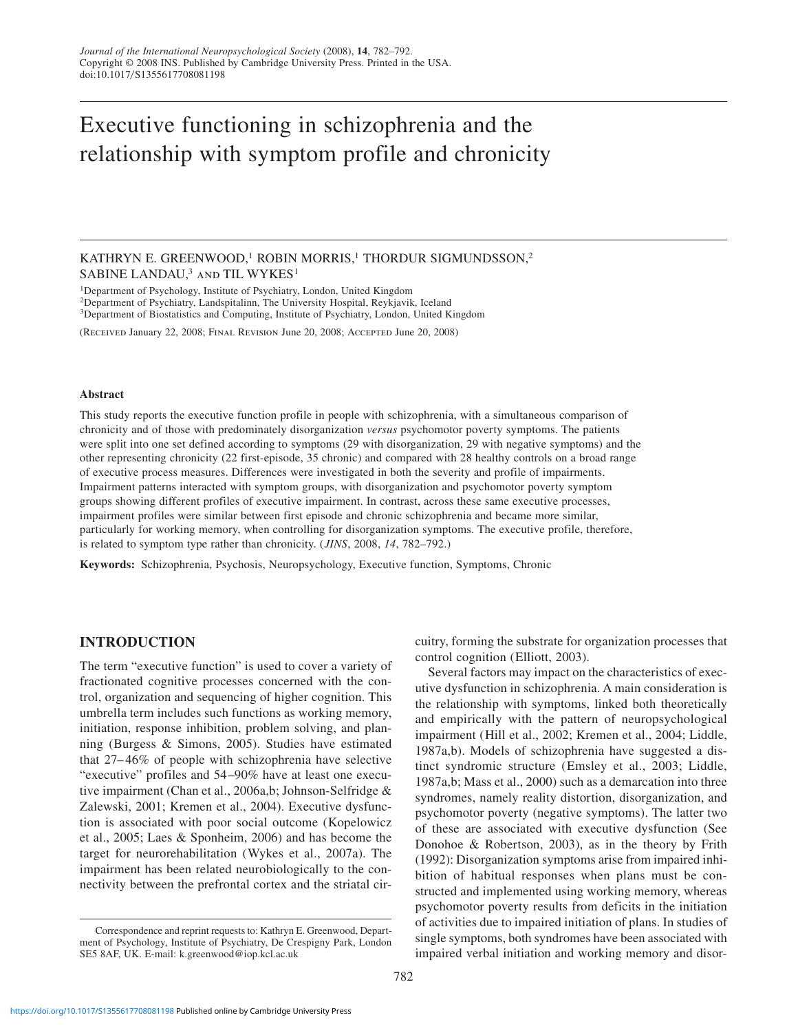# Executive functioning in schizophrenia and the relationship with symptom profile and chronicity

KATHRYN E. GREENWOOD,[1] ROBIN MORRIS,[1] THORDUR SIGMUNDSSON,[2] SABINE LANDAU,[3] AND TIL WYKES[1]

[1]Department of Psychology, Institute of Psychiatry, London, United Kingdom
[2]Department of Psychiatry, Landspitalinn, The University Hospital, Reykjavik, Iceland
[3]Department of Biostatistics and Computing, Institute of Psychiatry, London, United Kingdom

(Received January 22, 2008; Final Revision June 20, 2008; Accepted June 20, 2008)

#### Abstract

This study reports the executive function profile in people with schizophrenia, with a simultaneous comparison of chronicity and of those with predominately disorganization *versus* psychomotor poverty symptoms. The patients were split into one set defined according to symptoms (29 with disorganization, 29 with negative symptoms) and the other representing chronicity (22 first-episode, 35 chronic) and compared with 28 healthy controls on a broad range of executive process measures. Differences were investigated in both the severity and profile of impairments. Impairment patterns interacted with symptom groups, with disorganization and psychomotor poverty symptom groups showing different profiles of executive impairment. In contrast, across these same executive processes, impairment profiles were similar between first episode and chronic schizophrenia and became more similar, particularly for working memory, when controlling for disorganization symptoms. The executive profile, therefore, is related to symptom type rather than chronicity. (*JINS*, 2008, *14*, 782–792.)

**Keywords:** Schizophrenia, Psychosis, Neuropsychology, Executive function, Symptoms, Chronic

## INTRODUCTION

The term "executive function" is used to cover a variety of fractionated cognitive processes concerned with the control, organization and sequencing of higher cognition. This umbrella term includes such functions as working memory, initiation, response inhibition, problem solving, and planning (Burgess & Simons, 2005). Studies have estimated that 27–46% of people with schizophrenia have selective "executive" profiles and 54–90% have at least one executive impairment (Chan et al., 2006a,b; Johnson-Selfridge & Zalewski, 2001; Kremen et al., 2004). Executive dysfunction is associated with poor social outcome (Kopelowicz et al., 2005; Laes & Sponheim, 2006) and has become the target for neurorehabilitation (Wykes et al., 2007a). The impairment has been related neurobiologically to the connectivity between the prefrontal cortex and the striatal circuitry, forming the substrate for organization processes that control cognition (Elliott, 2003).

Several factors may impact on the characteristics of executive dysfunction in schizophrenia. A main consideration is the relationship with symptoms, linked both theoretically and empirically with the pattern of neuropsychological impairment (Hill et al., 2002; Kremen et al., 2004; Liddle, 1987a,b). Models of schizophrenia have suggested a distinct syndromic structure (Emsley et al., 2003; Liddle, 1987a,b; Mass et al., 2000) such as a demarcation into three syndromes, namely reality distortion, disorganization, and psychomotor poverty (negative symptoms). The latter two of these are associated with executive dysfunction (See Donohoe & Robertson, 2003), as in the theory by Frith (1992): Disorganization symptoms arise from impaired inhibition of habitual responses when plans must be constructed and implemented using working memory, whereas psychomotor poverty results from deficits in the initiation of activities due to impaired initiation of plans. In studies of single symptoms, both syndromes have been associated with impaired verbal initiation and working memory and disor-

Correspondence and reprint requests to: Kathryn E. Greenwood, Department of Psychology, Institute of Psychiatry, De Crespigny Park, London SE5 8AF, UK. E-mail: k.greenwood@iop.kcl.ac.uk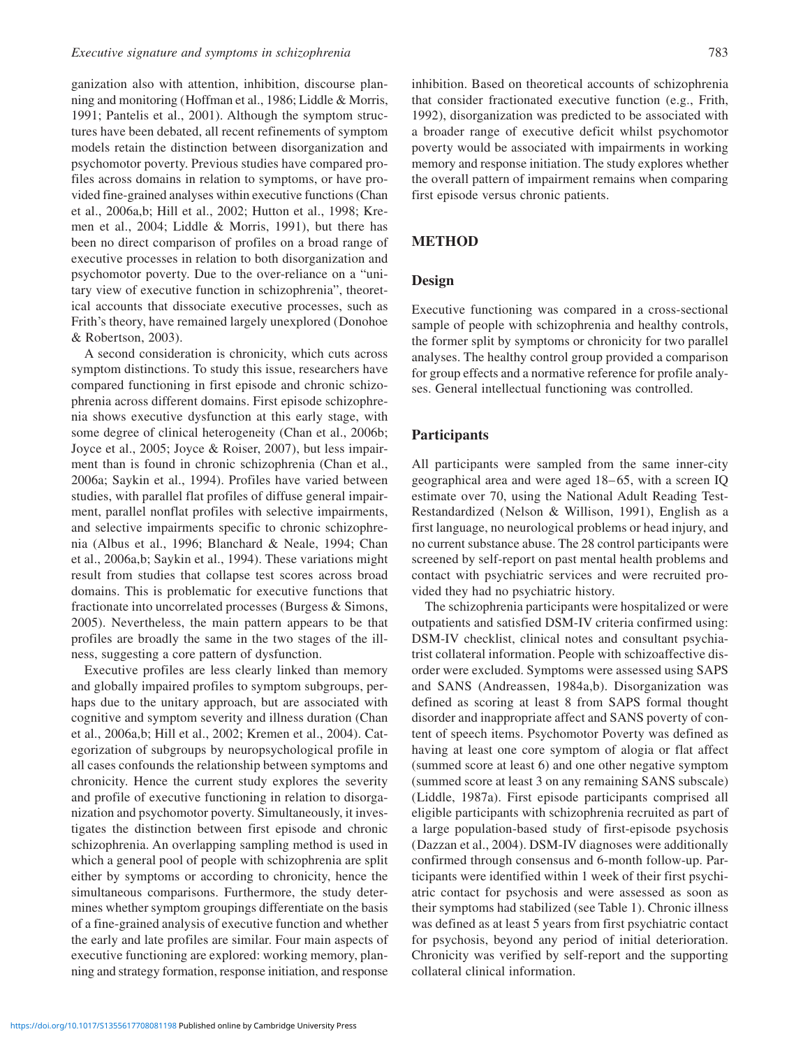ganization also with attention, inhibition, discourse planning and monitoring (Hoffman et al., 1986; Liddle & Morris, 1991; Pantelis et al., 2001). Although the symptom structures have been debated, all recent refinements of symptom models retain the distinction between disorganization and psychomotor poverty. Previous studies have compared profiles across domains in relation to symptoms, or have provided fine-grained analyses within executive functions (Chan et al., 2006a,b; Hill et al., 2002; Hutton et al., 1998; Kremen et al., 2004; Liddle & Morris, 1991), but there has been no direct comparison of profiles on a broad range of executive processes in relation to both disorganization and psychomotor poverty. Due to the over-reliance on a "unitary view of executive function in schizophrenia", theoretical accounts that dissociate executive processes, such as Frith's theory, have remained largely unexplored (Donohoe & Robertson, 2003).

A second consideration is chronicity, which cuts across symptom distinctions. To study this issue, researchers have compared functioning in first episode and chronic schizophrenia across different domains. First episode schizophrenia shows executive dysfunction at this early stage, with some degree of clinical heterogeneity (Chan et al., 2006b; Joyce et al., 2005; Joyce & Roiser, 2007), but less impairment than is found in chronic schizophrenia (Chan et al., 2006a; Saykin et al., 1994). Profiles have varied between studies, with parallel flat profiles of diffuse general impairment, parallel nonflat profiles with selective impairments, and selective impairments specific to chronic schizophrenia (Albus et al., 1996; Blanchard & Neale, 1994; Chan et al., 2006a,b; Saykin et al., 1994). These variations might result from studies that collapse test scores across broad domains. This is problematic for executive functions that fractionate into uncorrelated processes (Burgess & Simons, 2005). Nevertheless, the main pattern appears to be that profiles are broadly the same in the two stages of the illness, suggesting a core pattern of dysfunction.

Executive profiles are less clearly linked than memory and globally impaired profiles to symptom subgroups, perhaps due to the unitary approach, but are associated with cognitive and symptom severity and illness duration (Chan et al., 2006a,b; Hill et al., 2002; Kremen et al., 2004). Categorization of subgroups by neuropsychological profile in all cases confounds the relationship between symptoms and chronicity. Hence the current study explores the severity and profile of executive functioning in relation to disorganization and psychomotor poverty. Simultaneously, it investigates the distinction between first episode and chronic schizophrenia. An overlapping sampling method is used in which a general pool of people with schizophrenia are split either by symptoms or according to chronicity, hence the simultaneous comparisons. Furthermore, the study determines whether symptom groupings differentiate on the basis of a fine-grained analysis of executive function and whether the early and late profiles are similar. Four main aspects of executive functioning are explored: working memory, planning and strategy formation, response initiation, and response inhibition. Based on theoretical accounts of schizophrenia that consider fractionated executive function (e.g., Frith, 1992), disorganization was predicted to be associated with a broader range of executive deficit whilst psychomotor poverty would be associated with impairments in working memory and response initiation. The study explores whether the overall pattern of impairment remains when comparing first episode versus chronic patients.

## METHOD

### Design

Executive functioning was compared in a cross-sectional sample of people with schizophrenia and healthy controls, the former split by symptoms or chronicity for two parallel analyses. The healthy control group provided a comparison for group effects and a normative reference for profile analyses. General intellectual functioning was controlled.

### Participants

All participants were sampled from the same inner-city geographical area and were aged 18–65, with a screen IQ estimate over 70, using the National Adult Reading Test-Restandardized (Nelson & Willison, 1991), English as a first language, no neurological problems or head injury, and no current substance abuse. The 28 control participants were screened by self-report on past mental health problems and contact with psychiatric services and were recruited provided they had no psychiatric history.

The schizophrenia participants were hospitalized or were outpatients and satisfied DSM-IV criteria confirmed using: DSM-IV checklist, clinical notes and consultant psychiatrist collateral information. People with schizoaffective disorder were excluded. Symptoms were assessed using SAPS and SANS (Andreassen, 1984a,b). Disorganization was defined as scoring at least 8 from SAPS formal thought disorder and inappropriate affect and SANS poverty of content of speech items. Psychomotor Poverty was defined as having at least one core symptom of alogia or flat affect (summed score at least 6) and one other negative symptom (summed score at least 3 on any remaining SANS subscale) (Liddle, 1987a). First episode participants comprised all eligible participants with schizophrenia recruited as part of a large population-based study of first-episode psychosis (Dazzan et al., 2004). DSM-IV diagnoses were additionally confirmed through consensus and 6-month follow-up. Participants were identified within 1 week of their first psychiatric contact for psychosis and were assessed as soon as their symptoms had stabilized (see Table 1). Chronic illness was defined as at least 5 years from first psychiatric contact for psychosis, beyond any period of initial deterioration. Chronicity was verified by self-report and the supporting collateral clinical information.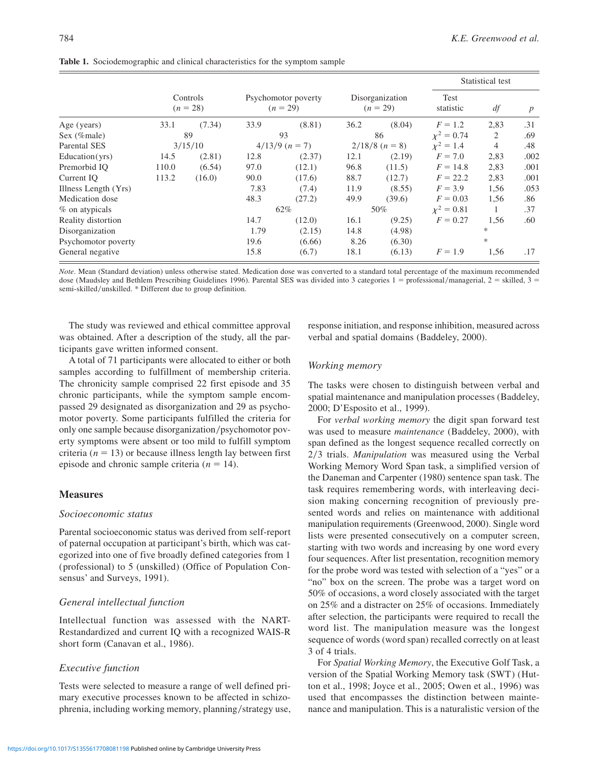**Table 1.** Sociodemographic and clinical characteristics for the symptom sample

| | Controls ($n = 28$) | | Psychomotor poverty ($n = 29$) | | Disorganization ($n = 29$) | | Statistical test | | |
|---|---|---|---|---|---|---|---|---|---|
| | | | | | | | Test statistic | *df* | *p* |
| Age (years) | 33.1 | (7.34) | 33.9 | (8.81) | 36.2 | (8.04) | $F = 1.2$ | 2,83 | .31 |
| Sex (%male) | 89 | | 93 | | 86 | | $\chi^2 = 0.74$ | 2 | .69 |
| Parental SES | 3/15/10 | | 4/13/9 ($n = 7$) | | 2/18/8 ($n = 8$) | | $\chi^2 = 1.4$ | 4 | .48 |
| Education(yrs) | 14.5 | (2.81) | 12.8 | (2.37) | 12.1 | (2.19) | $F = 7.0$ | 2,83 | .002 |
| Premorbid IQ | 110.0 | (6.54) | 97.0 | (12.1) | 96.8 | (11.5) | $F = 14.8$ | 2,83 | .001 |
| Current IQ | 113.2 | (16.0) | 90.0 | (17.6) | 88.7 | (12.7) | $F = 22.2$ | 2,83 | .001 |
| Illness Length (Yrs) | | | 7.83 | (7.4) | 11.9 | (8.55) | $F = 3.9$ | 1,56 | .053 |
| Medication dose | | | 48.3 | (27.2) | 49.9 | (39.6) | $F = 0.03$ | 1,56 | .86 |
| % on atypicals | | | 62% | | 50% | | $\chi^2 = 0.81$ | 1 | .37 |
| Reality distortion | | | 14.7 | (12.0) | 16.1 | (9.25) | $F = 0.27$ | 1,56 | .60 |
| Disorganization | | | 1.79 | (2.15) | 14.8 | (4.98) | | * | |
| Psychomotor poverty | | | 19.6 | (6.66) | 8.26 | (6.30) | | * | |
| General negative | | | 15.8 | (6.7) | 18.1 | (6.13) | $F = 1.9$ | 1,56 | .17 |

*Note*. Mean (Standard deviation) unless otherwise stated. Medication dose was converted to a standard total percentage of the maximum recommended dose (Maudsley and Bethlem Prescribing Guidelines 1996). Parental SES was divided into 3 categories 1 = professional/managerial, 2 = skilled, 3 = semi-skilled/unskilled. * Different due to group definition.

The study was reviewed and ethical committee approval was obtained. After a description of the study, all the participants gave written informed consent.

A total of 71 participants were allocated to either or both samples according to fulfillment of membership criteria. The chronicity sample comprised 22 first episode and 35 chronic participants, while the symptom sample encompassed 29 designated as disorganization and 29 as psychomotor poverty. Some participants fulfilled the criteria for only one sample because disorganization/psychomotor poverty symptoms were absent or too mild to fulfill symptom criteria ($n = 13$) or because illness length lay between first episode and chronic sample criteria ($n = 14$).

## Measures

### *Socioeconomic status*

Parental socioeconomic status was derived from self-report of paternal occupation at participant's birth, which was categorized into one of five broadly defined categories from 1 (professional) to 5 (unskilled) (Office of Population Consensus' and Surveys, 1991).

### *General intellectual function*

Intellectual function was assessed with the NART-Restandardized and current IQ with a recognized WAIS-R short form (Canavan et al., 1986).

### *Executive function*

Tests were selected to measure a range of well defined primary executive processes known to be affected in schizophrenia, including working memory, planning/strategy use, response initiation, and response inhibition, measured across verbal and spatial domains (Baddeley, 2000).

### *Working memory*

The tasks were chosen to distinguish between verbal and spatial maintenance and manipulation processes (Baddeley, 2000; D'Esposito et al., 1999).

For *verbal working memory* the digit span forward test was used to measure *maintenance* (Baddeley, 2000), with span defined as the longest sequence recalled correctly on 2/3 trials. *Manipulation* was measured using the Verbal Working Memory Word Span task, a simplified version of the Daneman and Carpenter (1980) sentence span task. The task requires remembering words, with interleaving decision making concerning recognition of previously presented words and relies on maintenance with additional manipulation requirements (Greenwood, 2000). Single word lists were presented consecutively on a computer screen, starting with two words and increasing by one word every four sequences. After list presentation, recognition memory for the probe word was tested with selection of a "yes" or a "no" box on the screen. The probe was a target word on 50% of occasions, a word closely associated with the target on 25% and a distracter on 25% of occasions. Immediately after selection, the participants were required to recall the word list. The manipulation measure was the longest sequence of words (word span) recalled correctly on at least 3 of 4 trials.

For *Spatial Working Memory*, the Executive Golf Task, a version of the Spatial Working Memory task (SWT) (Hutton et al., 1998; Joyce et al., 2005; Owen et al., 1996) was used that encompasses the distinction between maintenance and manipulation. This is a naturalistic version of the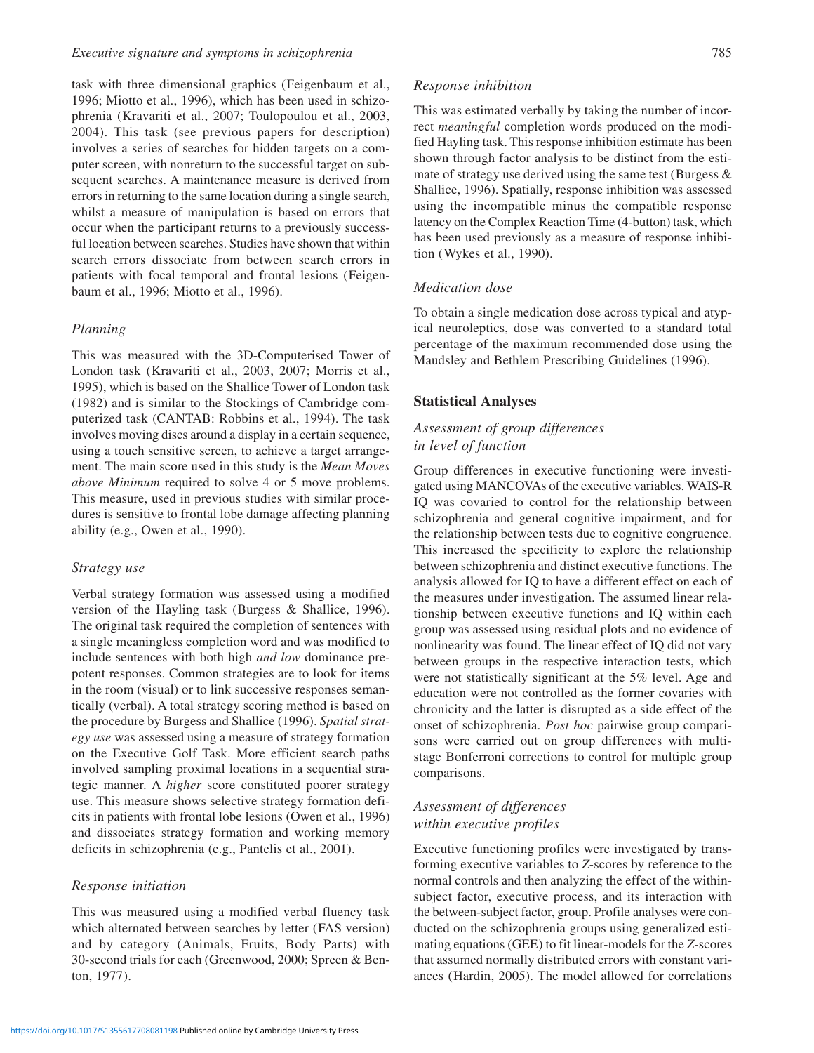task with three dimensional graphics (Feigenbaum et al., 1996; Miotto et al., 1996), which has been used in schizophrenia (Kravariti et al., 2007; Toulopoulou et al., 2003, 2004). This task (see previous papers for description) involves a series of searches for hidden targets on a computer screen, with nonreturn to the successful target on subsequent searches. A maintenance measure is derived from errors in returning to the same location during a single search, whilst a measure of manipulation is based on errors that occur when the participant returns to a previously successful location between searches. Studies have shown that within search errors dissociate from between search errors in patients with focal temporal and frontal lesions (Feigenbaum et al., 1996; Miotto et al., 1996).

### *Planning*

This was measured with the 3D-Computerised Tower of London task (Kravariti et al., 2003, 2007; Morris et al., 1995), which is based on the Shallice Tower of London task (1982) and is similar to the Stockings of Cambridge computerized task (CANTAB: Robbins et al., 1994). The task involves moving discs around a display in a certain sequence, using a touch sensitive screen, to achieve a target arrangement. The main score used in this study is the *Mean Moves above Minimum* required to solve 4 or 5 move problems. This measure, used in previous studies with similar procedures is sensitive to frontal lobe damage affecting planning ability (e.g., Owen et al., 1990).

### *Strategy use*

Verbal strategy formation was assessed using a modified version of the Hayling task (Burgess & Shallice, 1996). The original task required the completion of sentences with a single meaningless completion word and was modified to include sentences with both high *and low* dominance prepotent responses. Common strategies are to look for items in the room (visual) or to link successive responses semantically (verbal). A total strategy scoring method is based on the procedure by Burgess and Shallice (1996). *Spatial strategy use* was assessed using a measure of strategy formation on the Executive Golf Task. More efficient search paths involved sampling proximal locations in a sequential strategic manner. A *higher* score constituted poorer strategy use. This measure shows selective strategy formation deficits in patients with frontal lobe lesions (Owen et al., 1996) and dissociates strategy formation and working memory deficits in schizophrenia (e.g., Pantelis et al., 2001).

### *Response initiation*

This was measured using a modified verbal fluency task which alternated between searches by letter (FAS version) and by category (Animals, Fruits, Body Parts) with 30-second trials for each (Greenwood, 2000; Spreen & Benton, 1977).

### *Response inhibition*

This was estimated verbally by taking the number of incorrect *meaningful* completion words produced on the modified Hayling task. This response inhibition estimate has been shown through factor analysis to be distinct from the estimate of strategy use derived using the same test (Burgess & Shallice, 1996). Spatially, response inhibition was assessed using the incompatible minus the compatible response latency on the Complex Reaction Time (4-button) task, which has been used previously as a measure of response inhibition (Wykes et al., 1990).

### *Medication dose*

To obtain a single medication dose across typical and atypical neuroleptics, dose was converted to a standard total percentage of the maximum recommended dose using the Maudsley and Bethlem Prescribing Guidelines (1996).

## Statistical Analyses

### *Assessment of group differences in level of function*

Group differences in executive functioning were investigated using MANCOVAs of the executive variables. WAIS-R IQ was covaried to control for the relationship between schizophrenia and general cognitive impairment, and for the relationship between tests due to cognitive congruence. This increased the specificity to explore the relationship between schizophrenia and distinct executive functions. The analysis allowed for IQ to have a different effect on each of the measures under investigation. The assumed linear relationship between executive functions and IQ within each group was assessed using residual plots and no evidence of nonlinearity was found. The linear effect of IQ did not vary between groups in the respective interaction tests, which were not statistically significant at the 5% level. Age and education were not controlled as the former covaries with chronicity and the latter is disrupted as a side effect of the onset of schizophrenia. *Post hoc* pairwise group comparisons were carried out on group differences with multistage Bonferroni corrections to control for multiple group comparisons.

### *Assessment of differences within executive profiles*

Executive functioning profiles were investigated by transforming executive variables to *Z*-scores by reference to the normal controls and then analyzing the effect of the within-subject factor, executive process, and its interaction with the between-subject factor, group. Profile analyses were conducted on the schizophrenia groups using generalized estimating equations (GEE) to fit linear-models for the *Z*-scores that assumed normally distributed errors with constant variances (Hardin, 2005). The model allowed for correlations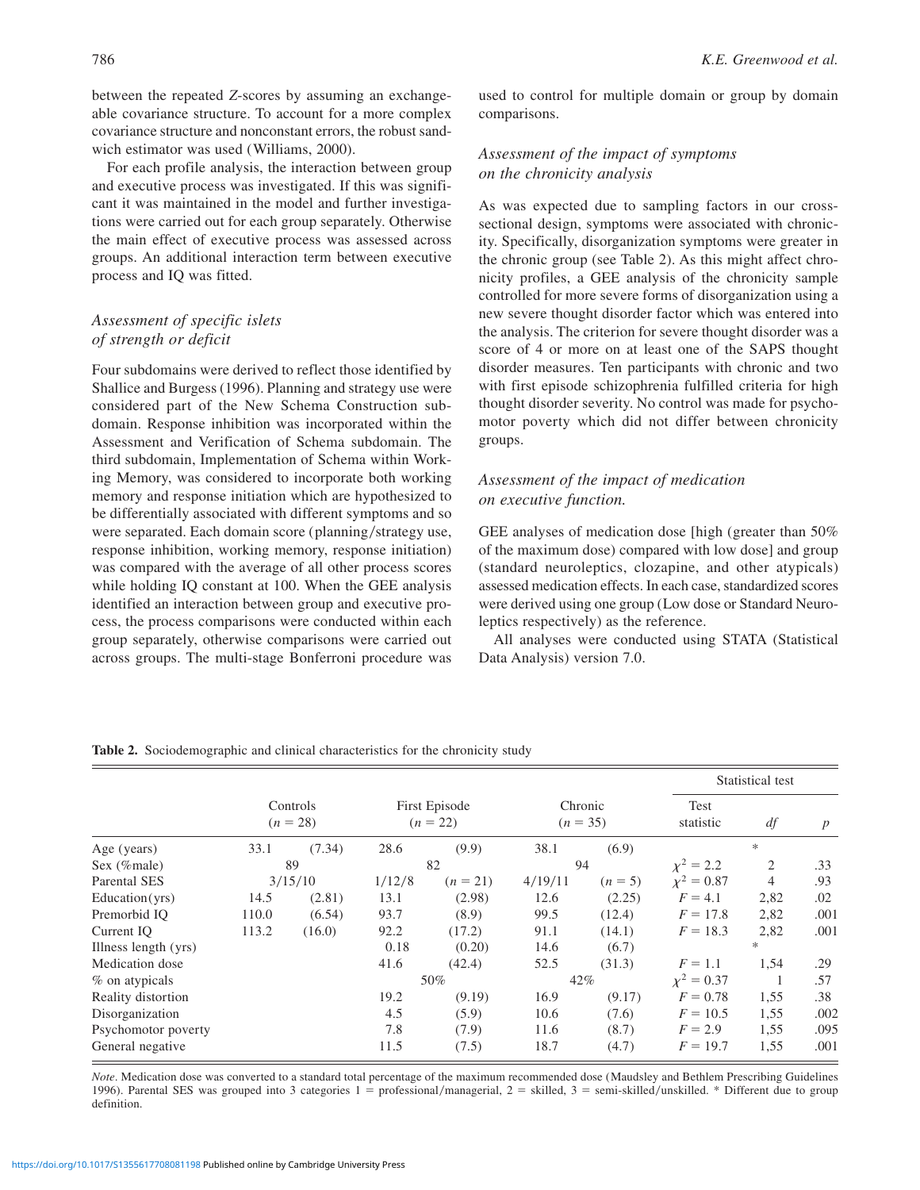between the repeated *Z*-scores by assuming an exchangeable covariance structure. To account for a more complex covariance structure and nonconstant errors, the robust sandwich estimator was used (Williams, 2000).

For each profile analysis, the interaction between group and executive process was investigated. If this was significant it was maintained in the model and further investigations were carried out for each group separately. Otherwise the main effect of executive process was assessed across groups. An additional interaction term between executive process and IQ was fitted.

### *Assessment of specific islets of strength or deficit*

Four subdomains were derived to reflect those identified by Shallice and Burgess (1996). Planning and strategy use were considered part of the New Schema Construction subdomain. Response inhibition was incorporated within the Assessment and Verification of Schema subdomain. The third subdomain, Implementation of Schema within Working Memory, was considered to incorporate both working memory and response initiation which are hypothesized to be differentially associated with different symptoms and so were separated. Each domain score (planning/strategy use, response inhibition, working memory, response initiation) was compared with the average of all other process scores while holding IQ constant at 100. When the GEE analysis identified an interaction between group and executive process, the process comparisons were conducted within each group separately, otherwise comparisons were carried out across groups. The multi-stage Bonferroni procedure was used to control for multiple domain or group by domain comparisons.

### *Assessment of the impact of symptoms on the chronicity analysis*

As was expected due to sampling factors in our cross-sectional design, symptoms were associated with chronicity. Specifically, disorganization symptoms were greater in the chronic group (see Table 2). As this might affect chronicity profiles, a GEE analysis of the chronicity sample controlled for more severe forms of disorganization using a new severe thought disorder factor which was entered into the analysis. The criterion for severe thought disorder was a score of 4 or more on at least one of the SAPS thought disorder measures. Ten participants with chronic and two with first episode schizophrenia fulfilled criteria for high thought disorder severity. No control was made for psychomotor poverty which did not differ between chronicity groups.

### *Assessment of the impact of medication on executive function.*

GEE analyses of medication dose [high (greater than 50% of the maximum dose) compared with low dose] and group (standard neuroleptics, clozapine, and other atypicals) assessed medication effects. In each case, standardized scores were derived using one group (Low dose or Standard Neuroleptics respectively) as the reference.

All analyses were conducted using STATA (Statistical Data Analysis) version 7.0.

**Table 2.** Sociodemographic and clinical characteristics for the chronicity study

| | Controls ($n = 28$) | | First Episode ($n = 22$) | | Chronic ($n = 35$) | | Statistical test | | |
|---|---|---|---|---|---|---|---|---|---|
| | | | | | | | Test statistic | *df* | *p* |
| Age (years) | 33.1 | (7.34) | 28.6 | (9.9) | 38.1 | (6.9) | | * | |
| Sex (%male) | 89 | | 82 | | 94 | | $\chi^2 = 2.2$ | 2 | .33 |
| Parental SES | 3/15/10 | | 1/12/8 | ($n = 21$) | 4/19/11 | ($n = 5$) | $\chi^2 = 0.87$ | 4 | .93 |
| Education(yrs) | 14.5 | (2.81) | 13.1 | (2.98) | 12.6 | (2.25) | $F = 4.1$ | 2,82 | .02 |
| Premorbid IQ | 110.0 | (6.54) | 93.7 | (8.9) | 99.5 | (12.4) | $F = 17.8$ | 2,82 | .001 |
| Current IQ | 113.2 | (16.0) | 92.2 | (17.2) | 91.1 | (14.1) | $F = 18.3$ | 2,82 | .001 |
| Illness length (yrs) | | | 0.18 | (0.20) | 14.6 | (6.7) | | * | |
| Medication dose | | | 41.6 | (42.4) | 52.5 | (31.3) | $F = 1.1$ | 1,54 | .29 |
| % on atypicals | | | 50% | | 42% | | $\chi^2 = 0.37$ | 1 | .57 |
| Reality distortion | | | 19.2 | (9.19) | 16.9 | (9.17) | $F = 0.78$ | 1,55 | .38 |
| Disorganization | | | 4.5 | (5.9) | 10.6 | (7.6) | $F = 10.5$ | 1,55 | .002 |
| Psychomotor poverty | | | 7.8 | (7.9) | 11.6 | (8.7) | $F = 2.9$ | 1,55 | .095 |
| General negative | | | 11.5 | (7.5) | 18.7 | (4.7) | $F = 19.7$ | 1,55 | .001 |

*Note*. Medication dose was converted to a standard total percentage of the maximum recommended dose (Maudsley and Bethlem Prescribing Guidelines 1996). Parental SES was grouped into 3 categories 1 = professional/managerial, 2 = skilled, 3 = semi-skilled/unskilled. * Different due to group definition.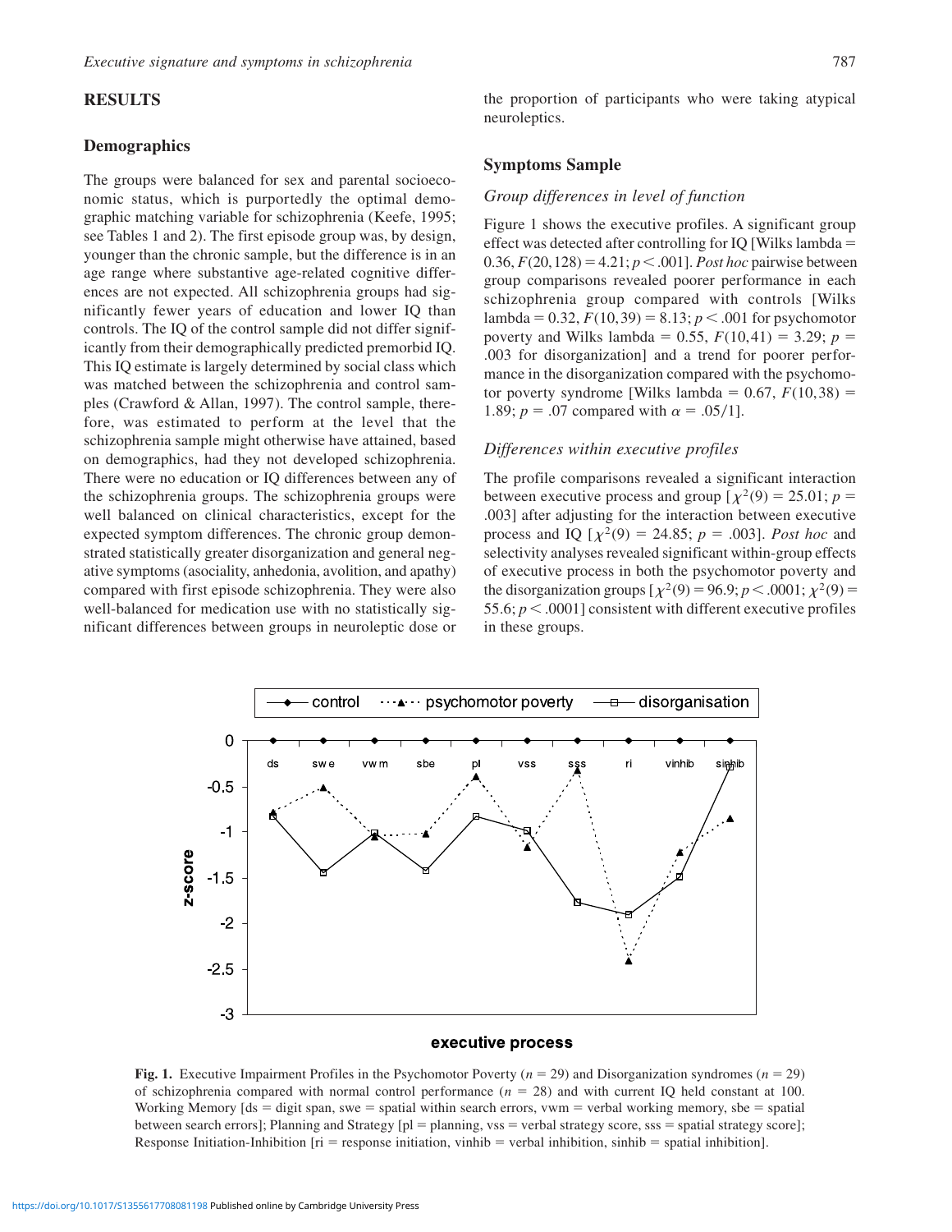## RESULTS

### Demographics

The groups were balanced for sex and parental socioeconomic status, which is purportedly the optimal demographic matching variable for schizophrenia (Keefe, 1995; see Tables 1 and 2). The first episode group was, by design, younger than the chronic sample, but the difference is in an age range where substantive age-related cognitive differences are not expected. All schizophrenia groups had significantly fewer years of education and lower IQ than controls. The IQ of the control sample did not differ significantly from their demographically predicted premorbid IQ. This IQ estimate is largely determined by social class which was matched between the schizophrenia and control samples (Crawford & Allan, 1997). The control sample, therefore, was estimated to perform at the level that the schizophrenia sample might otherwise have attained, based on demographics, had they not developed schizophrenia. There were no education or IQ differences between any of the schizophrenia groups. The schizophrenia groups were well balanced on clinical characteristics, except for the expected symptom differences. The chronic group demonstrated statistically greater disorganization and general negative symptoms (asociality, anhedonia, avolition, and apathy) compared with first episode schizophrenia. They were also well-balanced for medication use with no statistically significant differences between groups in neuroleptic dose or the proportion of participants who were taking atypical neuroleptics.

### Symptoms Sample

#### *Group differences in level of function*

Figure 1 shows the executive profiles. A significant group effect was detected after controlling for IQ [Wilks lambda = 0.36, $F(20,128) = 4.21$; $p < .001$]. *Post hoc* pairwise between group comparisons revealed poorer performance in each schizophrenia group compared with controls [Wilks lambda = 0.32, $F(10,39) = 8.13$; $p < .001$ for psychomotor poverty and Wilks lambda = 0.55, $F(10,41) = 3.29$; $p = .003$ for disorganization] and a trend for poorer performance in the disorganization compared with the psychomotor poverty syndrome [Wilks lambda = 0.67, $F(10,38) = 1.89$; $p = .07$ compared with $\alpha = .05/1$].

#### *Differences within executive profiles*

The profile comparisons revealed a significant interaction between executive process and group [$\chi^2(9) = 25.01$; $p = .003$] after adjusting for the interaction between executive process and IQ [$\chi^2(9) = 24.85$; $p = .003$]. *Post hoc* and selectivity analyses revealed significant within-group effects of executive process in both the psychomotor poverty and the disorganization groups [$\chi^2(9) = 96.9$; $p < .0001$; $\chi^2(9) = 55.6$; $p < .0001$] consistent with different executive profiles in these groups.

**Fig. 1.** Executive Impairment Profiles in the Psychomotor Poverty ($n = 29$) and Disorganization syndromes ($n = 29$) of schizophrenia compared with normal control performance ($n = 28$) and with current IQ held constant at 100. Working Memory [ds = digit span, swe = spatial within search errors, vwm = verbal working memory, sbe = spatial between search errors]; Planning and Strategy [pl = planning, vss = verbal strategy score, sss = spatial strategy score]; Response Initiation-Inhibition [ri = response initiation, vinhib = verbal inhibition, sinhib = spatial inhibition].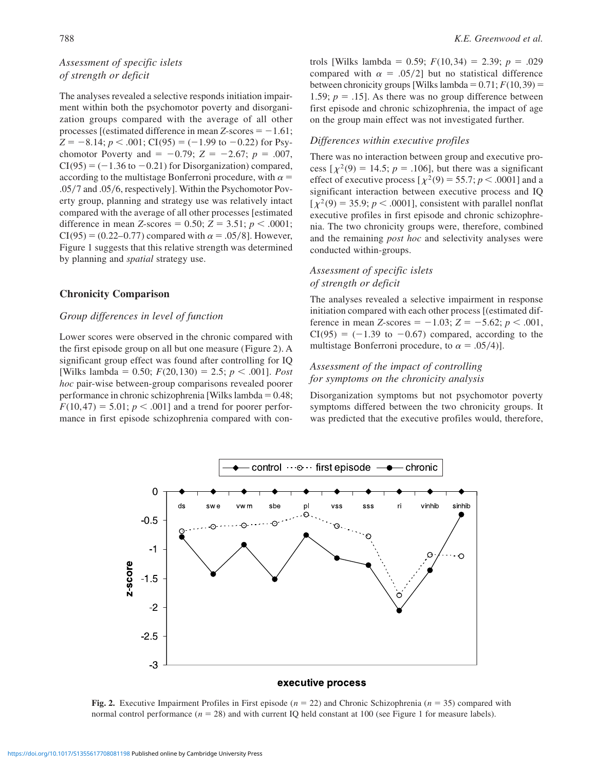### *Assessment of specific islets of strength or deficit*

The analyses revealed a selective responds initiation impairment within both the psychomotor poverty and disorganization groups compared with the average of all other processes [(estimated difference in mean $Z$-scores $= -1.61$; $Z = -8.14$; $p < .001$; CI(95) $= (-1.99$ to $-0.22)$ for Psychomotor Poverty and $= -0.79$; $Z = -2.67$; $p = .007$, CI(95) $= (-1.36$ to $-0.21)$ for Disorganization) compared, according to the multistage Bonferroni procedure, with $\alpha = .05/7$ and $.05/6$, respectively]. Within the Psychomotor Poverty group, planning and strategy use was relatively intact compared with the average of all other processes [estimated difference in mean $Z$-scores $= 0.50$; $Z = 3.51$; $p < .0001$; CI(95) $= (0.22$–$0.77)$ compared with $\alpha = .05/8$]. However, Figure 1 suggests that this relative strength was determined by planning and *spatial* strategy use.

## Chronicity Comparison

### *Group differences in level of function*

Lower scores were observed in the chronic compared with the first episode group on all but one measure (Figure 2). A significant group effect was found after controlling for IQ [Wilks lambda $= 0.50$; $F(20,130) = 2.5$; $p < .001$]. *Post hoc* pair-wise between-group comparisons revealed poorer performance in chronic schizophrenia [Wilks lambda $= 0.48$; $F(10,47) = 5.01$; $p < .001$] and a trend for poorer performance in first episode schizophrenia compared with controls [Wilks lambda $= 0.59$; $F(10,34) = 2.39$; $p = .029$ compared with $\alpha = .05/2$] but no statistical difference between chronicity groups [Wilks lambda $= 0.71$; $F(10,39) = 1.59$; $p = .15$]. As there was no group difference between first episode and chronic schizophrenia, the impact of age on the group main effect was not investigated further.

### *Differences within executive profiles*

There was no interaction between group and executive process [$\chi^2(9) = 14.5$; $p = .106$], but there was a significant effect of executive process [$\chi^2(9) = 55.7$; $p < .0001$] and a significant interaction between executive process and IQ [$\chi^2(9) = 35.9$; $p < .0001$], consistent with parallel nonflat executive profiles in first episode and chronic schizophrenia. The two chronicity groups were, therefore, combined and the remaining *post hoc* and selectivity analyses were conducted within-groups.

### *Assessment of specific islets of strength or deficit*

The analyses revealed a selective impairment in response initiation compared with each other process [(estimated difference in mean $Z$-scores $= -1.03$; $Z = -5.62$; $p < .001$, CI(95) $= (-1.39$ to $-0.67)$ compared, according to the multistage Bonferroni procedure, to $\alpha = .05/4$)].

### *Assessment of the impact of controlling for symptoms on the chronicity analysis*

Disorganization symptoms but not psychomotor poverty symptoms differed between the two chronicity groups. It was predicted that the executive profiles would, therefore,

**Fig. 2.** Executive Impairment Profiles in First episode ($n = 22$) and Chronic Schizophrenia ($n = 35$) compared with normal control performance ($n = 28$) and with current IQ held constant at 100 (see Figure 1 for measure labels).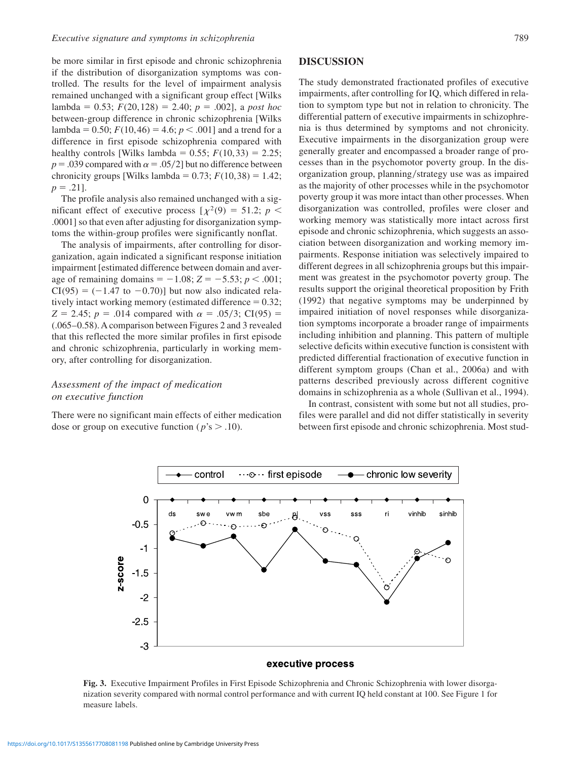be more similar in first episode and chronic schizophrenia if the distribution of disorganization symptoms was controlled. The results for the level of impairment analysis remained unchanged with a significant group effect [Wilks lambda = 0.53; $F(20,128) = 2.40$; $p = .002$], a *post hoc* between-group difference in chronic schizophrenia [Wilks lambda = 0.50; $F(10,46) = 4.6$; $p < .001$] and a trend for a difference in first episode schizophrenia compared with healthy controls [Wilks lambda = 0.55; $F(10,33) = 2.25$; $p = .039$ compared with $\alpha = .05/2$] but no difference between chronicity groups [Wilks lambda = 0.73; $F(10,38) = 1.42$; $p = .21$].

The profile analysis also remained unchanged with a significant effect of executive process [$\chi^2(9) = 51.2$; $p < .0001$] so that even after adjusting for disorganization symptoms the within-group profiles were significantly nonflat.

The analysis of impairments, after controlling for disorganization, again indicated a significant response initiation impairment [estimated difference between domain and average of remaining domains = $-1.08$; $Z = -5.53$; $p < .001$; CI(95) = ($-1.47$ to $-0.70$)] but now also indicated relatively intact working memory (estimated difference = 0.32; $Z = 2.45$; $p = .014$ compared with $\alpha = .05/3$; CI(95) = (.065–0.58). A comparison between Figures 2 and 3 revealed that this reflected the more similar profiles in first episode and chronic schizophrenia, particularly in working memory, after controlling for disorganization.

### *Assessment of the impact of medication on executive function*

There were no significant main effects of either medication dose or group on executive function ($p$'s $> .10$).

## DISCUSSION

The study demonstrated fractionated profiles of executive impairments, after controlling for IQ, which differed in relation to symptom type but not in relation to chronicity. The differential pattern of executive impairments in schizophrenia is thus determined by symptoms and not chronicity. Executive impairments in the disorganization group were generally greater and encompassed a broader range of processes than in the psychomotor poverty group. In the disorganization group, planning/strategy use was as impaired as the majority of other processes while in the psychomotor poverty group it was more intact than other processes. When disorganization was controlled, profiles were closer and working memory was statistically more intact across first episode and chronic schizophrenia, which suggests an association between disorganization and working memory impairments. Response initiation was selectively impaired to different degrees in all schizophrenia groups but this impairment was greatest in the psychomotor poverty group. The results support the original theoretical proposition by Frith (1992) that negative symptoms may be underpinned by impaired initiation of novel responses while disorganization symptoms incorporate a broader range of impairments including inhibition and planning. This pattern of multiple selective deficits within executive function is consistent with predicted differential fractionation of executive function in different symptom groups (Chan et al., 2006a) and with patterns described previously across different cognitive domains in schizophrenia as a whole (Sullivan et al., 1994).

In contrast, consistent with some but not all studies, profiles were parallel and did not differ statistically in severity between first episode and chronic schizophrenia. Most stud-

**Fig. 3.** Executive Impairment Profiles in First Episode Schizophrenia and Chronic Schizophrenia with lower disorganization severity compared with normal control performance and with current IQ held constant at 100. See Figure 1 for measure labels.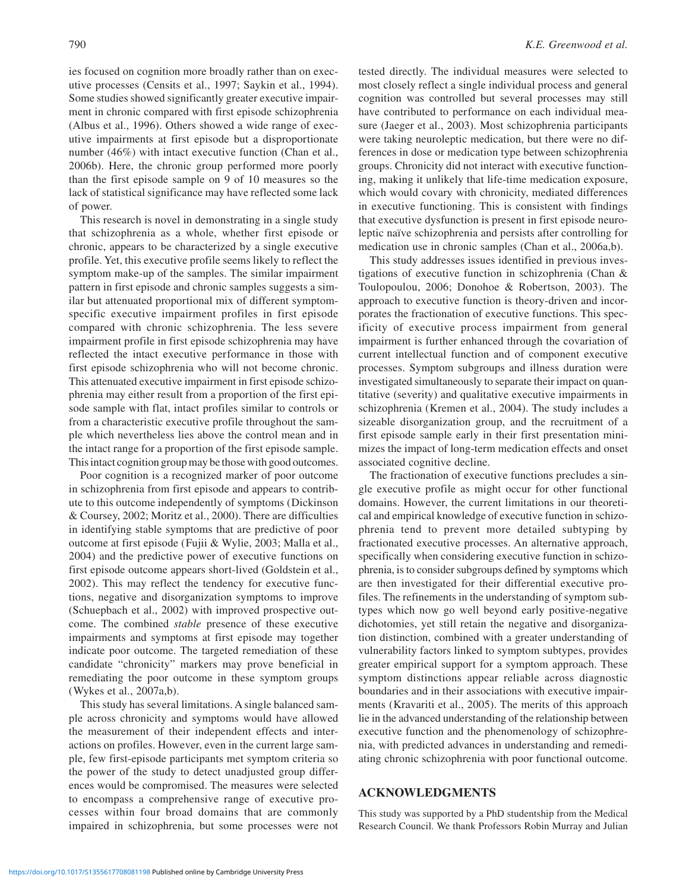ies focused on cognition more broadly rather than on executive processes (Censits et al., 1997; Saykin et al., 1994). Some studies showed significantly greater executive impairment in chronic compared with first episode schizophrenia (Albus et al., 1996). Others showed a wide range of executive impairments at first episode but a disproportionate number (46%) with intact executive function (Chan et al., 2006b). Here, the chronic group performed more poorly than the first episode sample on 9 of 10 measures so the lack of statistical significance may have reflected some lack of power.

This research is novel in demonstrating in a single study that schizophrenia as a whole, whether first episode or chronic, appears to be characterized by a single executive profile. Yet, this executive profile seems likely to reflect the symptom make-up of the samples. The similar impairment pattern in first episode and chronic samples suggests a similar but attenuated proportional mix of different symptom-specific executive impairment profiles in first episode compared with chronic schizophrenia. The less severe impairment profile in first episode schizophrenia may have reflected the intact executive performance in those with first episode schizophrenia who will not become chronic. This attenuated executive impairment in first episode schizophrenia may either result from a proportion of the first episode sample with flat, intact profiles similar to controls or from a characteristic executive profile throughout the sample which nevertheless lies above the control mean and in the intact range for a proportion of the first episode sample. This intact cognition group may be those with good outcomes.

Poor cognition is a recognized marker of poor outcome in schizophrenia from first episode and appears to contribute to this outcome independently of symptoms (Dickinson & Coursey, 2002; Moritz et al., 2000). There are difficulties in identifying stable symptoms that are predictive of poor outcome at first episode (Fujii & Wylie, 2003; Malla et al., 2004) and the predictive power of executive functions on first episode outcome appears short-lived (Goldstein et al., 2002). This may reflect the tendency for executive functions, negative and disorganization symptoms to improve (Schuepbach et al., 2002) with improved prospective outcome. The combined *stable* presence of these executive impairments and symptoms at first episode may together indicate poor outcome. The targeted remediation of these candidate "chronicity" markers may prove beneficial in remediating the poor outcome in these symptom groups (Wykes et al., 2007a,b).

This study has several limitations. A single balanced sample across chronicity and symptoms would have allowed the measurement of their independent effects and interactions on profiles. However, even in the current large sample, few first-episode participants met symptom criteria so the power of the study to detect unadjusted group differences would be compromised. The measures were selected to encompass a comprehensive range of executive processes within four broad domains that are commonly impaired in schizophrenia, but some processes were not tested directly. The individual measures were selected to most closely reflect a single individual process and general cognition was controlled but several processes may still have contributed to performance on each individual measure (Jaeger et al., 2003). Most schizophrenia participants were taking neuroleptic medication, but there were no differences in dose or medication type between schizophrenia groups. Chronicity did not interact with executive functioning, making it unlikely that life-time medication exposure, which would covary with chronicity, mediated differences in executive functioning. This is consistent with findings that executive dysfunction is present in first episode neuroleptic naïve schizophrenia and persists after controlling for medication use in chronic samples (Chan et al., 2006a,b).

This study addresses issues identified in previous investigations of executive function in schizophrenia (Chan & Toulopoulou, 2006; Donohoe & Robertson, 2003). The approach to executive function is theory-driven and incorporates the fractionation of executive functions. This specificity of executive process impairment from general impairment is further enhanced through the covariation of current intellectual function and of component executive processes. Symptom subgroups and illness duration were investigated simultaneously to separate their impact on quantitative (severity) and qualitative executive impairments in schizophrenia (Kremen et al., 2004). The study includes a sizeable disorganization group, and the recruitment of a first episode sample early in their first presentation minimizes the impact of long-term medication effects and onset associated cognitive decline.

The fractionation of executive functions precludes a single executive profile as might occur for other functional domains. However, the current limitations in our theoretical and empirical knowledge of executive function in schizophrenia tend to prevent more detailed subtyping by fractionated executive processes. An alternative approach, specifically when considering executive function in schizophrenia, is to consider subgroups defined by symptoms which are then investigated for their differential executive profiles. The refinements in the understanding of symptom subtypes which now go well beyond early positive-negative dichotomies, yet still retain the negative and disorganization distinction, combined with a greater understanding of vulnerability factors linked to symptom subtypes, provides greater empirical support for a symptom approach. These symptom distinctions appear reliable across diagnostic boundaries and in their associations with executive impairments (Kravariti et al., 2005). The merits of this approach lie in the advanced understanding of the relationship between executive function and the phenomenology of schizophrenia, with predicted advances in understanding and remediating chronic schizophrenia with poor functional outcome.

## ACKNOWLEDGMENTS

This study was supported by a PhD studentship from the Medical Research Council. We thank Professors Robin Murray and Julian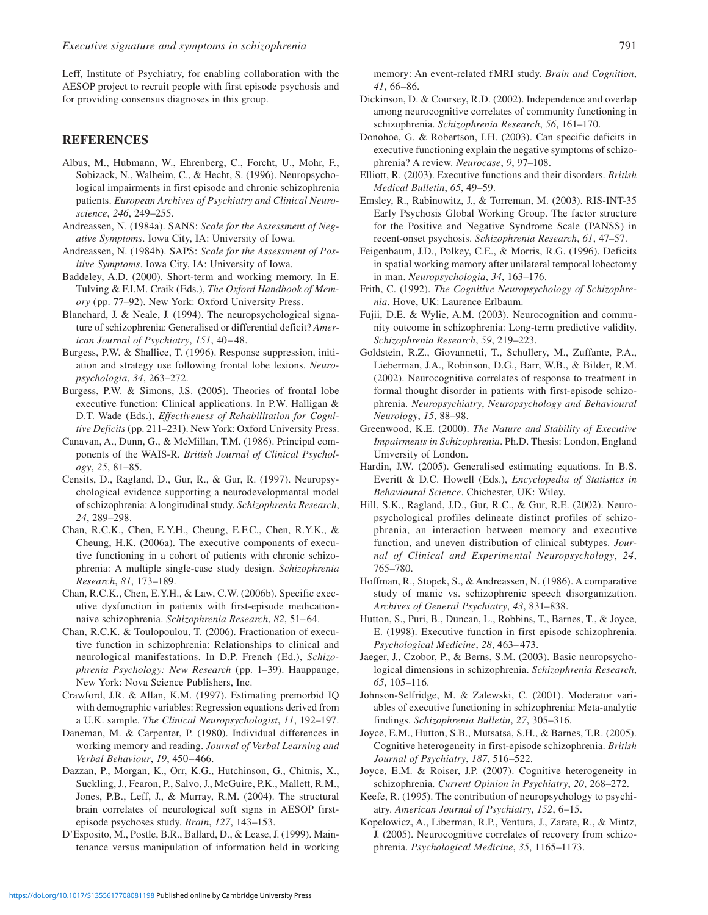Leff, Institute of Psychiatry, for enabling collaboration with the AESOP project to recruit people with first episode psychosis and for providing consensus diagnoses in this group.

## REFERENCES

Albus, M., Hubmann, W., Ehrenberg, C., Forcht, U., Mohr, F., Sobizack, N., Walheim, C., & Hecht, S. (1996). Neuropsychological impairments in first episode and chronic schizophrenia patients. *European Archives of Psychiatry and Clinical Neuroscience*, *246*, 249–255.

Andreassen, N. (1984a). SANS: *Scale for the Assessment of Negative Symptoms*. Iowa City, IA: University of Iowa.

Andreassen, N. (1984b). SAPS: *Scale for the Assessment of Positive Symptoms*. Iowa City, IA: University of Iowa.

Baddeley, A.D. (2000). Short-term and working memory. In E. Tulving & F.I.M. Craik (Eds.), *The Oxford Handbook of Memory* (pp. 77–92). New York: Oxford University Press.

Blanchard, J. & Neale, J. (1994). The neuropsychological signature of schizophrenia: Generalised or differential deficit? *American Journal of Psychiatry*, *151*, 40–48.

Burgess, P.W. & Shallice, T. (1996). Response suppression, initiation and strategy use following frontal lobe lesions. *Neuropsychologia*, *34*, 263–272.

Burgess, P.W. & Simons, J.S. (2005). Theories of frontal lobe executive function: Clinical applications. In P.W. Halligan & D.T. Wade (Eds.), *Effectiveness of Rehabilitation for Cognitive Deficits* (pp. 211–231). New York: Oxford University Press.

Canavan, A., Dunn, G., & McMillan, T.M. (1986). Principal components of the WAIS-R. *British Journal of Clinical Psychology*, *25*, 81–85.

Censits, D., Ragland, D., Gur, R., & Gur, R. (1997). Neuropsychological evidence supporting a neurodevelopmental model of schizophrenia: A longitudinal study. *Schizophrenia Research*, *24*, 289–298.

Chan, R.C.K., Chen, E.Y.H., Cheung, E.F.C., Chen, R.Y.K., & Cheung, H.K. (2006a). The executive components of executive functioning in a cohort of patients with chronic schizophrenia: A multiple single-case study design. *Schizophrenia Research*, *81*, 173–189.

Chan, R.C.K., Chen, E.Y.H., & Law, C.W. (2006b). Specific executive dysfunction in patients with first-episode medication-naive schizophrenia. *Schizophrenia Research*, *82*, 51–64.

Chan, R.C.K. & Toulopoulou, T. (2006). Fractionation of executive function in schizophrenia: Relationships to clinical and neurological manifestations. In D.P. French (Ed.), *Schizophrenia Psychology: New Research* (pp. 1–39). Hauppauge, New York: Nova Science Publishers, Inc.

Crawford, J.R. & Allan, K.M. (1997). Estimating premorbid IQ with demographic variables: Regression equations derived from a U.K. sample. *The Clinical Neuropsychologist*, *11*, 192–197.

Daneman, M. & Carpenter, P. (1980). Individual differences in working memory and reading. *Journal of Verbal Learning and Verbal Behaviour*, *19*, 450–466.

Dazzan, P., Morgan, K., Orr, K.G., Hutchinson, G., Chitnis, X., Suckling, J., Fearon, P., Salvo, J., McGuire, P.K., Mallett, R.M., Jones, P.B., Leff, J., & Murray, R.M. (2004). The structural brain correlates of neurological soft signs in AESOP first-episode psychoses study. *Brain*, *127*, 143–153.

D'Esposito, M., Postle, B.R., Ballard, D., & Lease, J. (1999). Maintenance versus manipulation of information held in working memory: An event-related fMRI study. *Brain and Cognition*, *41*, 66–86.

Dickinson, D. & Coursey, R.D. (2002). Independence and overlap among neurocognitive correlates of community functioning in schizophrenia. *Schizophrenia Research*, *56*, 161–170.

Donohoe, G. & Robertson, I.H. (2003). Can specific deficits in executive functioning explain the negative symptoms of schizophrenia? A review. *Neurocase*, *9*, 97–108.

Elliott, R. (2003). Executive functions and their disorders. *British Medical Bulletin*, *65*, 49–59.

Emsley, R., Rabinowitz, J., & Torreman, M. (2003). RIS-INT-35 Early Psychosis Global Working Group. The factor structure for the Positive and Negative Syndrome Scale (PANSS) in recent-onset psychosis. *Schizophrenia Research*, *61*, 47–57.

Feigenbaum, J.D., Polkey, C.E., & Morris, R.G. (1996). Deficits in spatial working memory after unilateral temporal lobectomy in man. *Neuropsychologia*, *34*, 163–176.

Frith, C. (1992). *The Cognitive Neuropsychology of Schizophrenia*. Hove, UK: Laurence Erlbaum.

Fujii, D.E. & Wylie, A.M. (2003). Neurocognition and community outcome in schizophrenia: Long-term predictive validity. *Schizophrenia Research*, *59*, 219–223.

Goldstein, R.Z., Giovannetti, T., Schullery, M., Zuffante, P.A., Lieberman, J.A., Robinson, D.G., Barr, W.B., & Bilder, R.M. (2002). Neurocognitive correlates of response to treatment in formal thought disorder in patients with first-episode schizophrenia. *Neuropsychiatry*, *Neuropsychology and Behavioural Neurology*, *15*, 88–98.

Greenwood, K.E. (2000). *The Nature and Stability of Executive Impairments in Schizophrenia*. Ph.D. Thesis: London, England University of London.

Hardin, J.W. (2005). Generalised estimating equations. In B.S. Everitt & D.C. Howell (Eds.), *Encyclopedia of Statistics in Behavioural Science*. Chichester, UK: Wiley.

Hill, S.K., Ragland, J.D., Gur, R.C., & Gur, R.E. (2002). Neuropsychological profiles delineate distinct profiles of schizophrenia, an interaction between memory and executive function, and uneven distribution of clinical subtypes. *Journal of Clinical and Experimental Neuropsychology*, *24*, 765–780.

Hoffman, R., Stopek, S., & Andreassen, N. (1986). A comparative study of manic vs. schizophrenic speech disorganization. *Archives of General Psychiatry*, *43*, 831–838.

Hutton, S., Puri, B., Duncan, L., Robbins, T., Barnes, T., & Joyce, E. (1998). Executive function in first episode schizophrenia. *Psychological Medicine*, *28*, 463–473.

Jaeger, J., Czobor, P., & Berns, S.M. (2003). Basic neuropsychological dimensions in schizophrenia. *Schizophrenia Research*, *65*, 105–116.

Johnson-Selfridge, M. & Zalewski, C. (2001). Moderator variables of executive functioning in schizophrenia: Meta-analytic findings. *Schizophrenia Bulletin*, *27*, 305–316.

Joyce, E.M., Hutton, S.B., Mutsatsa, S.H., & Barnes, T.R. (2005). Cognitive heterogeneity in first-episode schizophrenia. *British Journal of Psychiatry*, *187*, 516–522.

Joyce, E.M. & Roiser, J.P. (2007). Cognitive heterogeneity in schizophrenia. *Current Opinion in Psychiatry*, *20*, 268–272.

Keefe, R. (1995). The contribution of neuropsychology to psychiatry. *American Journal of Psychiatry*, *152*, 6–15.

Kopelowicz, A., Liberman, R.P., Ventura, J., Zarate, R., & Mintz, J. (2005). Neurocognitive correlates of recovery from schizophrenia. *Psychological Medicine*, *35*, 1165–1173.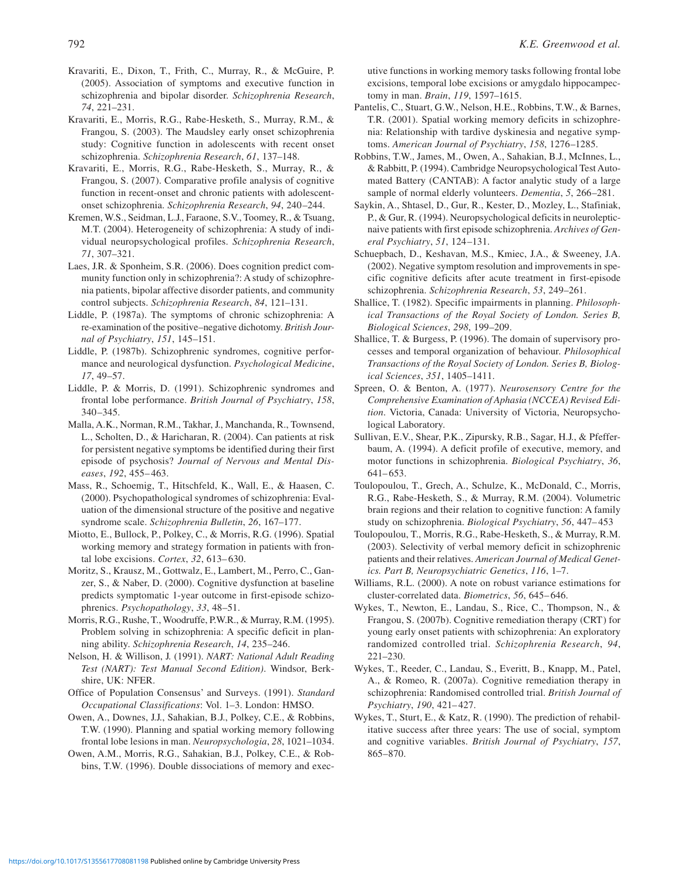Kravariti, E., Dixon, T., Frith, C., Murray, R., & McGuire, P. (2005). Association of symptoms and executive function in schizophrenia and bipolar disorder. *Schizophrenia Research*, *74*, 221–231.

Kravariti, E., Morris, R.G., Rabe-Hesketh, S., Murray, R.M., & Frangou, S. (2003). The Maudsley early onset schizophrenia study: Cognitive function in adolescents with recent onset schizophrenia. *Schizophrenia Research*, *61*, 137–148.

Kravariti, E., Morris, R.G., Rabe-Hesketh, S., Murray, R., & Frangou, S. (2007). Comparative profile analysis of cognitive function in recent-onset and chronic patients with adolescent-onset schizophrenia. *Schizophrenia Research*, *94*, 240–244.

Kremen, W.S., Seidman, L.J., Faraone, S.V., Toomey, R., & Tsuang, M.T. (2004). Heterogeneity of schizophrenia: A study of individual neuropsychological profiles. *Schizophrenia Research*, *71*, 307–321.

Laes, J.R. & Sponheim, S.R. (2006). Does cognition predict community function only in schizophrenia?: A study of schizophrenia patients, bipolar affective disorder patients, and community control subjects. *Schizophrenia Research*, *84*, 121–131.

Liddle, P. (1987a). The symptoms of chronic schizophrenia: A re-examination of the positive–negative dichotomy. *British Journal of Psychiatry*, *151*, 145–151.

Liddle, P. (1987b). Schizophrenic syndromes, cognitive performance and neurological dysfunction. *Psychological Medicine*, *17*, 49–57.

Liddle, P. & Morris, D. (1991). Schizophrenic syndromes and frontal lobe performance. *British Journal of Psychiatry*, *158*, 340–345.

Malla, A.K., Norman, R.M., Takhar, J., Manchanda, R., Townsend, L., Scholten, D., & Haricharan, R. (2004). Can patients at risk for persistent negative symptoms be identified during their first episode of psychosis? *Journal of Nervous and Mental Diseases*, *192*, 455–463.

Mass, R., Schoemig, T., Hitschfeld, K., Wall, E., & Haasen, C. (2000). Psychopathological syndromes of schizophrenia: Evaluation of the dimensional structure of the positive and negative syndrome scale. *Schizophrenia Bulletin*, *26*, 167–177.

Miotto, E., Bullock, P., Polkey, C., & Morris, R.G. (1996). Spatial working memory and strategy formation in patients with frontal lobe excisions. *Cortex*, *32*, 613–630.

Moritz, S., Krausz, M., Gottwalz, E., Lambert, M., Perro, C., Ganzer, S., & Naber, D. (2000). Cognitive dysfunction at baseline predicts symptomatic 1-year outcome in first-episode schizophrenics. *Psychopathology*, *33*, 48–51.

Morris, R.G., Rushe, T., Woodruffe, P.W.R., & Murray, R.M. (1995). Problem solving in schizophrenia: A specific deficit in planning ability. *Schizophrenia Research*, *14*, 235–246.

Nelson, H. & Willison, J. (1991). *NART: National Adult Reading Test (NART): Test Manual Second Edition)*. Windsor, Berkshire, UK: NFER.

Office of Population Consensus' and Surveys. (1991). *Standard Occupational Classifications*: Vol. 1–3. London: HMSO.

Owen, A., Downes, J.J., Sahakian, B.J., Polkey, C.E., & Robbins, T.W. (1990). Planning and spatial working memory following frontal lobe lesions in man. *Neuropsychologia*, *28*, 1021–1034.

Owen, A.M., Morris, R.G., Sahakian, B.J., Polkey, C.E., & Robbins, T.W. (1996). Double dissociations of memory and executive functions in working memory tasks following frontal lobe excisions, temporal lobe excisions or amygdalo hippocampectomy in man. *Brain*, *119*, 1597–1615.

Pantelis, C., Stuart, G.W., Nelson, H.E., Robbins, T.W., & Barnes, T.R. (2001). Spatial working memory deficits in schizophrenia: Relationship with tardive dyskinesia and negative symptoms. *American Journal of Psychiatry*, *158*, 1276–1285.

Robbins, T.W., James, M., Owen, A., Sahakian, B.J., McInnes, L., & Rabbitt, P. (1994). Cambridge Neuropsychological Test Automated Battery (CANTAB): A factor analytic study of a large sample of normal elderly volunteers. *Dementia*, *5*, 266–281.

Saykin, A., Shtasel, D., Gur, R., Kester, D., Mozley, L., Stafiniak, P., & Gur, R. (1994). Neuropsychological deficits in neuroleptic-naive patients with first episode schizophrenia. *Archives of General Psychiatry*, *51*, 124–131.

Schuepbach, D., Keshavan, M.S., Kmiec, J.A., & Sweeney, J.A. (2002). Negative symptom resolution and improvements in specific cognitive deficits after acute treatment in first-episode schizophrenia. *Schizophrenia Research*, *53*, 249–261.

Shallice, T. (1982). Specific impairments in planning. *Philosophical Transactions of the Royal Society of London. Series B, Biological Sciences*, *298*, 199–209.

Shallice, T. & Burgess, P. (1996). The domain of supervisory processes and temporal organization of behaviour. *Philosophical Transactions of the Royal Society of London. Series B, Biological Sciences*, *351*, 1405–1411.

Spreen, O. & Benton, A. (1977). *Neurosensory Centre for the Comprehensive Examination of Aphasia (NCCEA) Revised Edition*. Victoria, Canada: University of Victoria, Neuropsychological Laboratory.

Sullivan, E.V., Shear, P.K., Zipursky, R.B., Sagar, H.J., & Pfefferbaum, A. (1994). A deficit profile of executive, memory, and motor functions in schizophrenia. *Biological Psychiatry*, *36*, 641–653.

Toulopoulou, T., Grech, A., Schulze, K., McDonald, C., Morris, R.G., Rabe-Hesketh, S., & Murray, R.M. (2004). Volumetric brain regions and their relation to cognitive function: A family study on schizophrenia. *Biological Psychiatry*, *56*, 447–453

Toulopoulou, T., Morris, R.G., Rabe-Hesketh, S., & Murray, R.M. (2003). Selectivity of verbal memory deficit in schizophrenic patients and their relatives. *American Journal of Medical Genetics. Part B, Neuropsychiatric Genetics*, *116*, 1–7.

Williams, R.L. (2000). A note on robust variance estimations for cluster-correlated data. *Biometrics*, *56*, 645–646.

Wykes, T., Newton, E., Landau, S., Rice, C., Thompson, N., & Frangou, S. (2007b). Cognitive remediation therapy (CRT) for young early onset patients with schizophrenia: An exploratory randomized controlled trial. *Schizophrenia Research*, *94*, 221–230.

Wykes, T., Reeder, C., Landau, S., Everitt, B., Knapp, M., Patel, A., & Romeo, R. (2007a). Cognitive remediation therapy in schizophrenia: Randomised controlled trial. *British Journal of Psychiatry*, *190*, 421–427.

Wykes, T., Sturt, E., & Katz, R. (1990). The prediction of rehabilitative success after three years: The use of social, symptom and cognitive variables. *British Journal of Psychiatry*, *157*, 865–870.